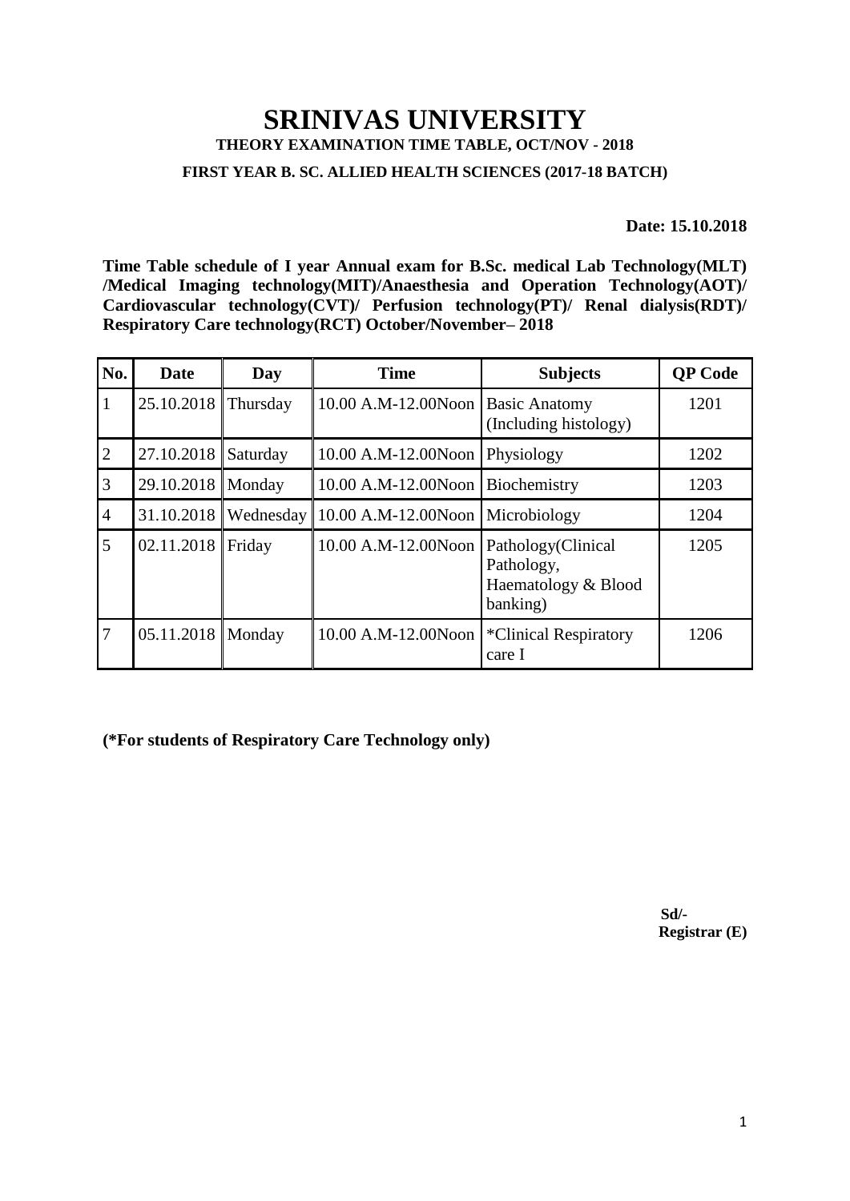# SRINIVAS UNIVERSITY

**THEORY EXAMINATION TIME TABLE, OCT/NOV - 2018**

**FIRST YEAR B. SC. ALLIED HEALTH SCIENCES (2017-18 BATCH)**

**Date: 15.10.2018**

**Time Table schedule of I year Annual exam for B.Sc. medical Lab Technology(MLT) /Medical Imaging technology(MIT)/Anaesthesia and Operation Technology(AOT)/ Cardiovascular technology(CVT)/ Perfusion technology(PT)/ Renal dialysis(RDT)/ Respiratory Care technology(RCT) October/November– 2018**

| No. | Date | Day | Time | Subjects | QP Code |
|---|---|---|---|---|---|
| 1 | 25.10.2018 | Thursday | 10.00 A.M-12.00Noon | Basic Anatomy (Including histology) | 1201 |
| 2 | 27.10.2018 | Saturday | 10.00 A.M-12.00Noon | Physiology | 1202 |
| 3 | 29.10.2018 | Monday | 10.00 A.M-12.00Noon | Biochemistry | 1203 |
| 4 | 31.10.2018 | Wednesday | 10.00 A.M-12.00Noon | Microbiology | 1204 |
| 5 | 02.11.2018 | Friday | 10.00 A.M-12.00Noon | Pathology(Clinical Pathology, Haematology & Blood banking) | 1205 |
| 7 | 05.11.2018 | Monday | 10.00 A.M-12.00Noon | *Clinical Respiratory care I | 1206 |

**(*For students of Respiratory Care Technology only)**

**Sd/-**
**Registrar (E)**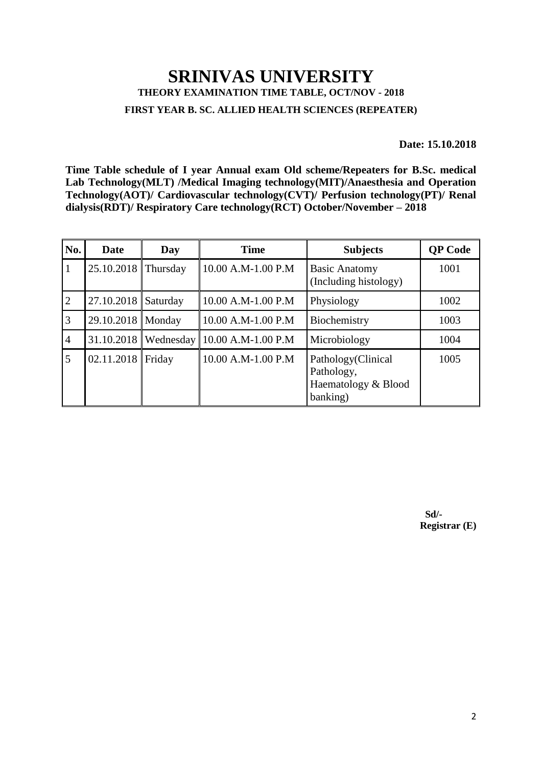# SRINIVAS UNIVERSITY

**THEORY EXAMINATION TIME TABLE, OCT/NOV - 2018**

**FIRST YEAR B. SC. ALLIED HEALTH SCIENCES (REPEATER)**

**Date: 15.10.2018**

**Time Table schedule of I year Annual exam Old scheme/Repeaters for B.Sc. medical Lab Technology(MLT) /Medical Imaging technology(MIT)/Anaesthesia and Operation Technology(AOT)/ Cardiovascular technology(CVT)/ Perfusion technology(PT)/ Renal dialysis(RDT)/ Respiratory Care technology(RCT) October/November – 2018**

| No. | Date | Day | Time | Subjects | QP Code |
|---|---|---|---|---|---|
| 1 | 25.10.2018 | Thursday | 10.00 A.M-1.00 P.M | Basic Anatomy (Including histology) | 1001 |
| 2 | 27.10.2018 | Saturday | 10.00 A.M-1.00 P.M | Physiology | 1002 |
| 3 | 29.10.2018 | Monday | 10.00 A.M-1.00 P.M | Biochemistry | 1003 |
| 4 | 31.10.2018 | Wednesday | 10.00 A.M-1.00 P.M | Microbiology | 1004 |
| 5 | 02.11.2018 | Friday | 10.00 A.M-1.00 P.M | Pathology(Clinical Pathology, Haematology & Blood banking) | 1005 |

**Sd/-**
**Registrar (E)**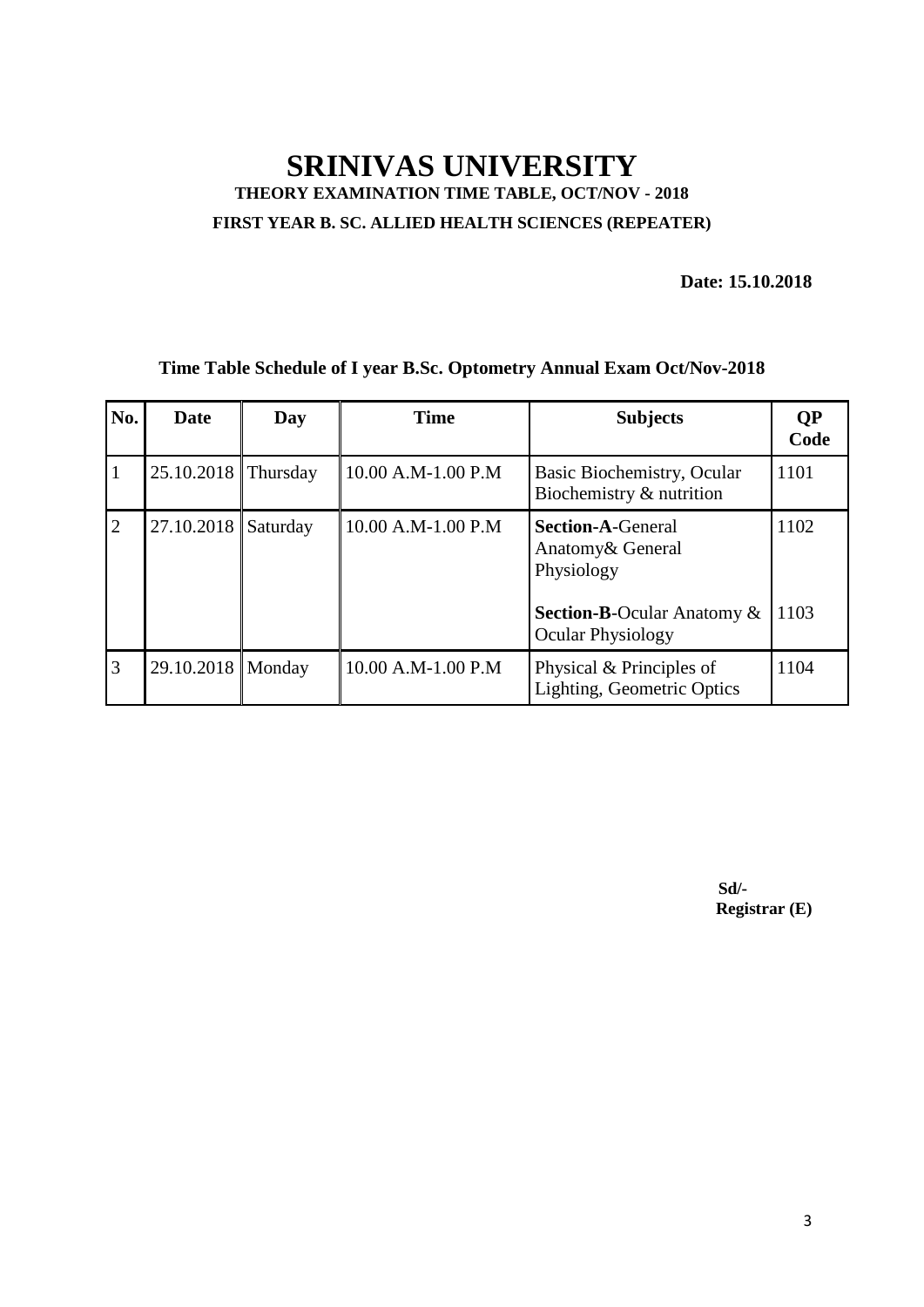# SRINIVAS UNIVERSITY

**THEORY EXAMINATION TIME TABLE, OCT/NOV - 2018**

**FIRST YEAR B. SC. ALLIED HEALTH SCIENCES (REPEATER)**

**Date: 15.10.2018**

**Time Table Schedule of I year B.Sc. Optometry Annual Exam Oct/Nov-2018**

| No. | Date | Day | Time | Subjects | QP Code |
|---|---|---|---|---|---|
| 1 | 25.10.2018 | Thursday | 10.00 A.M-1.00 P.M | Basic Biochemistry, Ocular Biochemistry & nutrition | 1101 |
| 2 | 27.10.2018 | Saturday | 10.00 A.M-1.00 P.M | **Section-A**-General Anatomy& General Physiology | 1102 |
| | | | | **Section-B**-Ocular Anatomy & Ocular Physiology | 1103 |
| 3 | 29.10.2018 | Monday | 10.00 A.M-1.00 P.M | Physical & Principles of Lighting, Geometric Optics | 1104 |

**Sd/-**
**Registrar (E)**